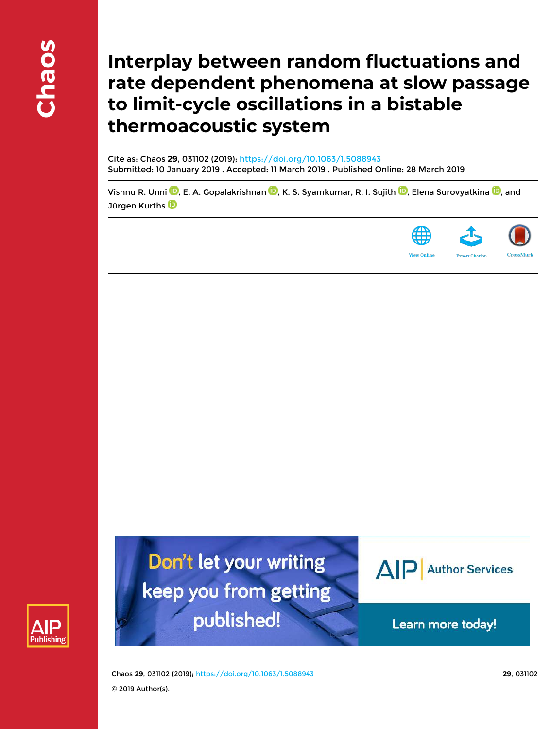# Interplay between random fluctuations and rate dependent phenomena at slow passage to limit-cycle oscillations in a bistable thermoacoustic system

Cite as: Chaos **29**, 031102 (2019); https://doi.org/10.1063/1.5088943
Submitted: 10 January 2019 . Accepted: 11 March 2019 . Published Online: 28 March 2019

Vishnu R. Unni, E. A. Gopalakrishnan, K. S. Syamkumar, R. I. Sujith, Elena Surovyatkina, and Jürgen Kurths

© 2019 Author(s).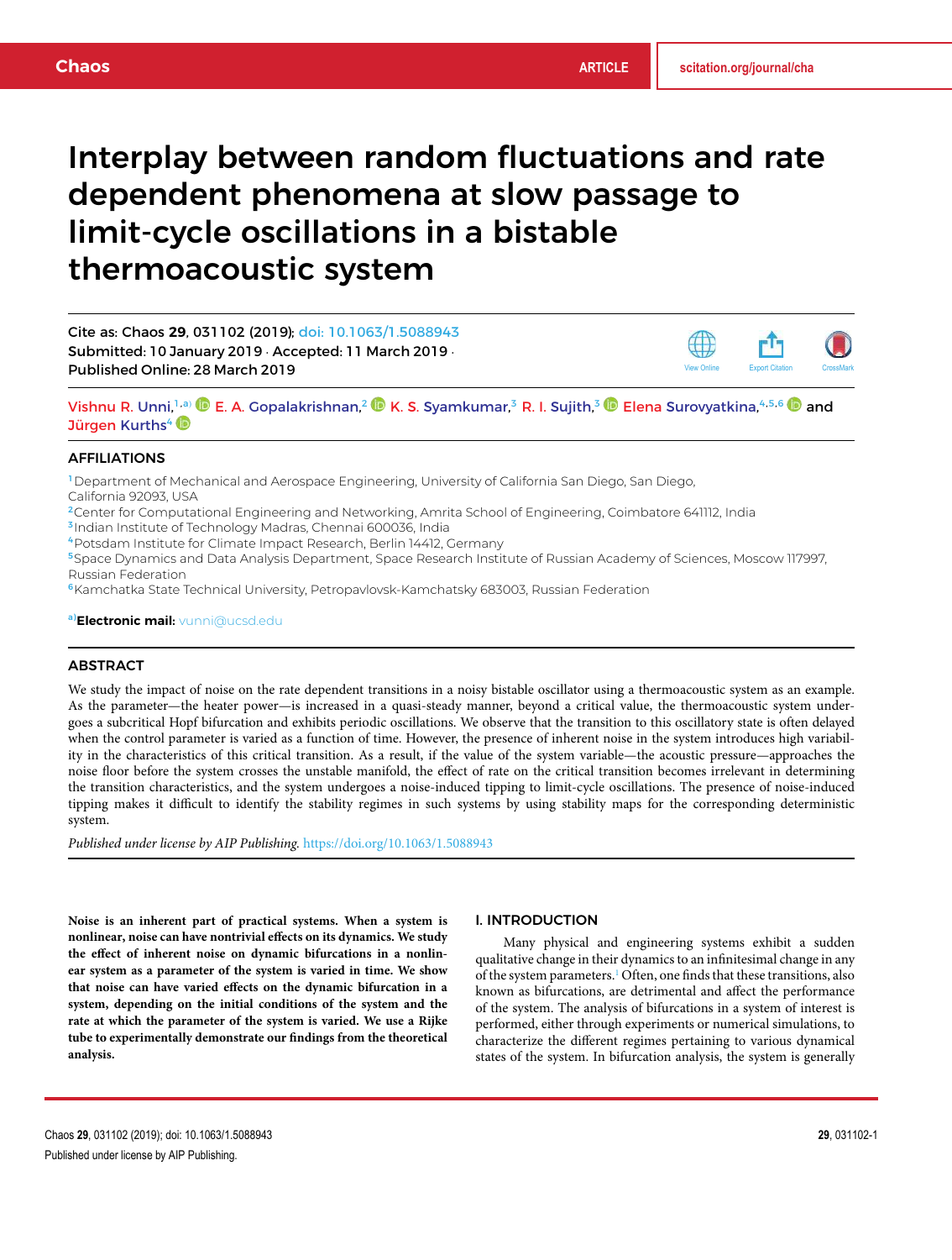# Interplay between random fluctuations and rate dependent phenomena at slow passage to limit-cycle oscillations in a bistable thermoacoustic system

Cite as: Chaos **29**, 031102 (2019); doi: 10.1063/1.5088943
Submitted: 10 January 2019 · Accepted: 11 March 2019 ·
Published Online: 28 March 2019

Vishnu R. Unni,[1,a)] E. A. Gopalakrishnan,[2] K. S. Syamkumar,[3] R. I. Sujith,[3] Elena Surovyatkina,[4,5,6] and Jürgen Kurths[4]

## AFFILIATIONS

[1] Department of Mechanical and Aerospace Engineering, University of California San Diego, San Diego, California 92093, USA
[2] Center for Computational Engineering and Networking, Amrita School of Engineering, Coimbatore 641112, India
[3] Indian Institute of Technology Madras, Chennai 600036, India
[4] Potsdam Institute for Climate Impact Research, Berlin 14412, Germany
[5] Space Dynamics and Data Analysis Department, Space Research Institute of Russian Academy of Sciences, Moscow 117997, Russian Federation
[6] Kamchatka State Technical University, Petropavlovsk-Kamchatsky 683003, Russian Federation

[a)] **Electronic mail:** vunni@ucsd.edu

## ABSTRACT

We study the impact of noise on the rate dependent transitions in a noisy bistable oscillator using a thermoacoustic system as an example. As the parameter—the heater power—is increased in a quasi-steady manner, beyond a critical value, the thermoacoustic system undergoes a subcritical Hopf bifurcation and exhibits periodic oscillations. We observe that the transition to this oscillatory state is often delayed when the control parameter is varied as a function of time. However, the presence of inherent noise in the system introduces high variability in the characteristics of this critical transition. As a result, if the value of the system variable—the acoustic pressure—approaches the noise floor before the system crosses the unstable manifold, the effect of rate on the critical transition becomes irrelevant in determining the transition characteristics, and the system undergoes a noise-induced tipping to limit-cycle oscillations. The presence of noise-induced tipping makes it difficult to identify the stability regimes in such systems by using stability maps for the corresponding deterministic system.

*Published under license by AIP Publishing.* https://doi.org/10.1063/1.5088943

**Noise is an inherent part of practical systems. When a system is nonlinear, noise can have nontrivial effects on its dynamics. We study the effect of inherent noise on dynamic bifurcations in a nonlinear system as a parameter of the system is varied in time. We show that noise can have varied effects on the dynamic bifurcation in a system, depending on the initial conditions of the system and the rate at which the parameter of the system is varied. We use a Rijke tube to experimentally demonstrate our findings from the theoretical analysis.**

## I. INTRODUCTION

Many physical and engineering systems exhibit a sudden qualitative change in their dynamics to an infinitesimal change in any of the system parameters.[1] Often, one finds that these transitions, also known as bifurcations, are detrimental and affect the performance of the system. The analysis of bifurcations in a system of interest is performed, either through experiments or numerical simulations, to characterize the different regimes pertaining to various dynamical states of the system. In bifurcation analysis, the system is generally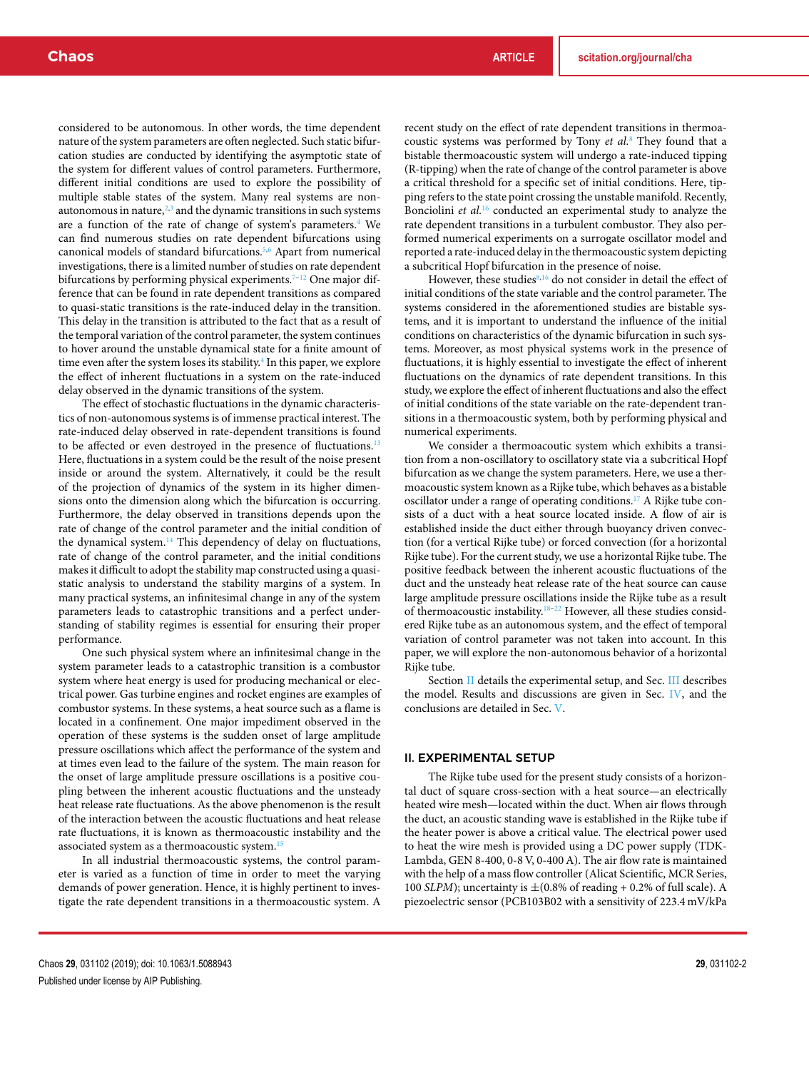considered to be autonomous. In other words, the time dependent nature of the system parameters are often neglected. Such static bifurcation studies are conducted by identifying the asymptotic state of the system for different values of control parameters. Furthermore, different initial conditions are used to explore the possibility of multiple stable states of the system. Many real systems are non-autonomous in nature,[2,3] and the dynamic transitions in such systems are a function of the rate of change of system's parameters.[1] We can find numerous studies on rate dependent bifurcations using canonical models of standard bifurcations.[5,6] Apart from numerical investigations, there is a limited number of studies on rate dependent bifurcations by performing physical experiments.[7–12] One major difference that can be found in rate dependent transitions as compared to quasi-static transitions is the rate-induced delay in the transition. This delay in the transition is attributed to the fact that as a result of the temporal variation of the control parameter, the system continues to hover around the unstable dynamical state for a finite amount of time even after the system loses its stability.[4] In this paper, we explore the effect of inherent fluctuations in a system on the rate-induced delay observed in the dynamic transitions of the system.

The effect of stochastic fluctuations in the dynamic characteristics of non-autonomous systems is of immense practical interest. The rate-induced delay observed in rate-dependent transitions is found to be affected or even destroyed in the presence of fluctuations.[13] Here, fluctuations in a system could be the result of the noise present inside or around the system. Alternatively, it could be the result of the projection of dynamics of the system in its higher dimensions onto the dimension along which the bifurcation is occurring. Furthermore, the delay observed in transitions depends upon the rate of change of the control parameter and the initial condition of the dynamical system.[14] This dependency of delay on fluctuations, rate of change of the control parameter, and the initial conditions makes it difficult to adopt the stability map constructed using a quasi-static analysis to understand the stability margins of a system. In many practical systems, an infinitesimal change in any of the system parameters leads to catastrophic transitions and a perfect understanding of stability regimes is essential for ensuring their proper performance.

One such physical system where an infinitesimal change in the system parameter leads to a catastrophic transition is a combustor system where heat energy is used for producing mechanical or electrical power. Gas turbine engines and rocket engines are examples of combustor systems. In these systems, a heat source such as a flame is located in a confinement. One major impediment observed in the operation of these systems is the sudden onset of large amplitude pressure oscillations which affect the performance of the system and at times even lead to the failure of the system. The main reason for the onset of large amplitude pressure oscillations is a positive coupling between the inherent acoustic fluctuations and the unsteady heat release rate fluctuations. As the above phenomenon is the result of the interaction between the acoustic fluctuations and heat release rate fluctuations, it is known as thermoacoustic instability and the associated system as a thermoacoustic system.[15]

In all industrial thermoacoustic systems, the control parameter is varied as a function of time in order to meet the varying demands of power generation. Hence, it is highly pertinent to investigate the rate dependent transitions in a thermoacoustic system. A recent study on the effect of rate dependent transitions in thermoacoustic systems was performed by Tony *et al.*[8] They found that a bistable thermoacoustic system will undergo a rate-induced tipping (R-tipping) when the rate of change of the control parameter is above a critical threshold for a specific set of initial conditions. Here, tipping refers to the state point crossing the unstable manifold. Recently, Bonciolini *et al.*[16] conducted an experimental study to analyze the rate dependent transitions in a turbulent combustor. They also performed numerical experiments on a surrogate oscillator model and reported a rate-induced delay in the thermoacoustic system depicting a subcritical Hopf bifurcation in the presence of noise.

However, these studies[8,16] do not consider in detail the effect of initial conditions of the state variable and the control parameter. The systems considered in the aforementioned studies are bistable systems, and it is important to understand the influence of the initial conditions on characteristics of the dynamic bifurcation in such systems. Moreover, as most physical systems work in the presence of fluctuations, it is highly essential to investigate the effect of inherent fluctuations on the dynamics of rate dependent transitions. In this study, we explore the effect of inherent fluctuations and also the effect of initial conditions of the state variable on the rate-dependent transitions in a thermoacoustic system, both by performing physical and numerical experiments.

We consider a thermoacoutic system which exhibits a transition from a non-oscillatory to oscillatory state via a subcritical Hopf bifurcation as we change the system parameters. Here, we use a thermoacoustic system known as a Rijke tube, which behaves as a bistable oscillator under a range of operating conditions.[17] A Rijke tube consists of a duct with a heat source located inside. A flow of air is established inside the duct either through buoyancy driven convection (for a vertical Rijke tube) or forced convection (for a horizontal Rijke tube). For the current study, we use a horizontal Rijke tube. The positive feedback between the inherent acoustic fluctuations of the duct and the unsteady heat release rate of the heat source can cause large amplitude pressure oscillations inside the Rijke tube as a result of thermoacoustic instability.[18–22] However, all these studies considered Rijke tube as an autonomous system, and the effect of temporal variation of control parameter was not taken into account. In this paper, we will explore the non-autonomous behavior of a horizontal Rijke tube.

Section II details the experimental setup, and Sec. III describes the model. Results and discussions are given in Sec. IV, and the conclusions are detailed in Sec. V.

## II. EXPERIMENTAL SETUP

The Rijke tube used for the present study consists of a horizontal duct of square cross-section with a heat source—an electrically heated wire mesh—located within the duct. When air flows through the duct, an acoustic standing wave is established in the Rijke tube if the heater power is above a critical value. The electrical power used to heat the wire mesh is provided using a DC power supply (TDK-Lambda, GEN 8-400, 0-8 V, 0-400 A). The air flow rate is maintained with the help of a mass flow controller (Alicat Scientific, MCR Series, 100 *SLPM*); uncertainty is ±(0.8% of reading + 0.2% of full scale). A piezoelectric sensor (PCB103B02 with a sensitivity of 223.4 mV/kPa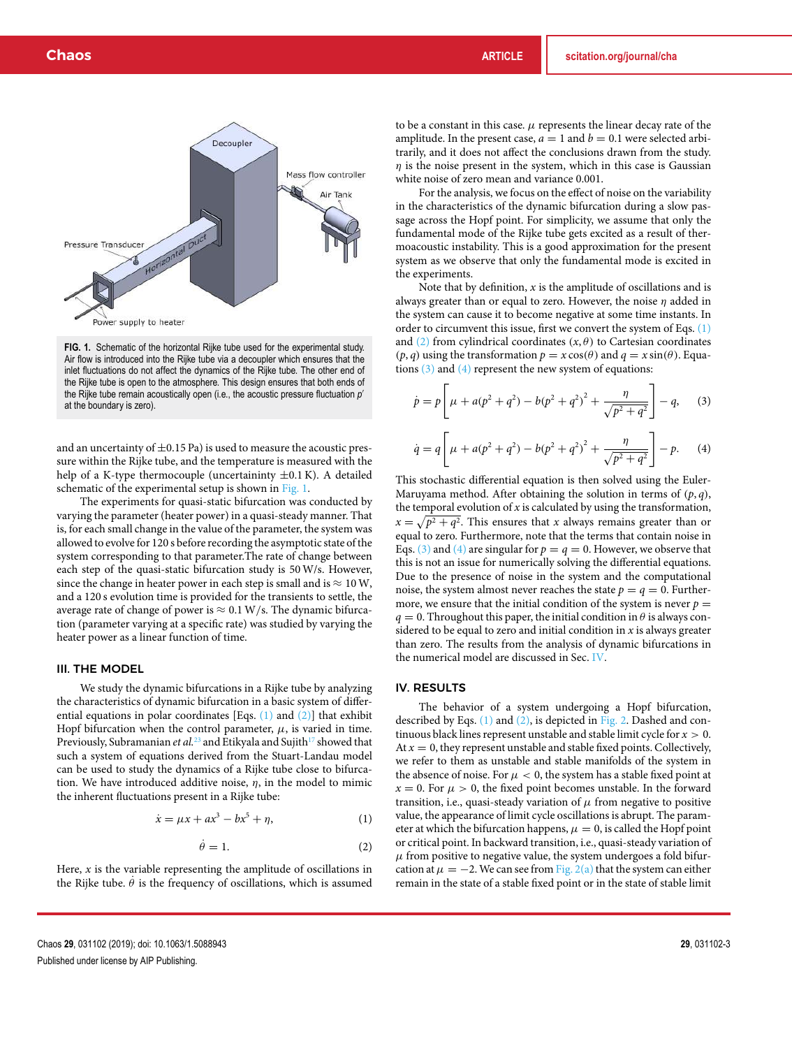FIG. 1. Schematic of the horizontal Rijke tube used for the experimental study. Air flow is introduced into the Rijke tube via a decoupler which ensures that the inlet fluctuations do not affect the dynamics of the Rijke tube. The other end of the Rijke tube is open to the atmosphere. This design ensures that both ends of the Rijke tube remain acoustically open (i.e., the acoustic pressure fluctuation $p'$ at the boundary is zero).

and an uncertainty of ±0.15 Pa) is used to measure the acoustic pressure within the Rijke tube, and the temperature is measured with the help of a K-type thermocouple (uncertaininty ±0.1 K). A detailed schematic of the experimental setup is shown in Fig. 1.

The experiments for quasi-static bifurcation was conducted by varying the parameter (heater power) in a quasi-steady manner. That is, for each small change in the value of the parameter, the system was allowed to evolve for 120 s before recording the asymptotic state of the system corresponding to that parameter.The rate of change between each step of the quasi-static bifurcation study is 50 W/s. However, since the change in heater power in each step is small and is ≈ 10 W, and a 120 s evolution time is provided for the transients to settle, the average rate of change of power is ≈ 0.1 W/s. The dynamic bifurcation (parameter varying at a specific rate) was studied by varying the heater power as a linear function of time.

## III. THE MODEL

We study the dynamic bifurcations in a Rijke tube by analyzing the characteristics of dynamic bifurcation in a basic system of differential equations in polar coordinates [Eqs. (1) and (2)] that exhibit Hopf bifurcation when the control parameter, $\mu$, is varied in time. Previously, Subramanian *et al.*[23] and Etikyala and Sujith[17] showed that such a system of equations derived from the Stuart-Landau model can be used to study the dynamics of a Rijke tube close to bifurcation. We have introduced additive noise, $\eta$, in the model to mimic the inherent fluctuations present in a Rijke tube:

$$\dot{x} = \mu x + ax^3 - bx^5 + \eta, \tag{1}$$

$$\dot{\theta} = 1. \tag{2}$$

Here, $x$ is the variable representing the amplitude of oscillations in the Rijke tube. $\dot{\theta}$ is the frequency of oscillations, which is assumed to be a constant in this case. $\mu$ represents the linear decay rate of the amplitude. In the present case, $a = 1$ and $b = 0.1$ were selected arbitrarily, and it does not affect the conclusions drawn from the study. $\eta$ is the noise present in the system, which in this case is Gaussian white noise of zero mean and variance 0.001.

For the analysis, we focus on the effect of noise on the variability in the characteristics of the dynamic bifurcation during a slow passage across the Hopf point. For simplicity, we assume that only the fundamental mode of the Rijke tube gets excited as a result of thermoacoustic instability. This is a good approximation for the present system as we observe that only the fundamental mode is excited in the experiments.

Note that by definition, $x$ is the amplitude of oscillations and is always greater than or equal to zero. However, the noise $\eta$ added in the system can cause it to become negative at some time instants. In order to circumvent this issue, first we convert the system of Eqs. (1) and (2) from cylindrical coordinates $(x, \theta)$ to Cartesian coordinates $(p, q)$ using the transformation $p = x\cos(\theta)$ and $q = x\sin(\theta)$. Equations (3) and (4) represent the new system of equations:

$$\dot{p} = p\left[\mu + a(p^2 + q^2) - b(p^2 + q^2)^2 + \frac{\eta}{\sqrt{p^2 + q^2}}\right] - q, \tag{3}$$

$$\dot{q} = q\left[\mu + a(p^2 + q^2) - b(p^2 + q^2)^2 + \frac{\eta}{\sqrt{p^2 + q^2}}\right] - p. \tag{4}$$

This stochastic differential equation is then solved using the Euler-Maruyama method. After obtaining the solution in terms of $(p, q)$, the temporal evolution of $x$ is calculated by using the transformation, $x = \sqrt{p^2 + q^2}$. This ensures that $x$ always remains greater than or equal to zero. Furthermore, note that the terms that contain noise in Eqs. (3) and (4) are singular for $p = q = 0$. However, we observe that this is not an issue for numerically solving the differential equations. Due to the presence of noise in the system and the computational noise, the system almost never reaches the state $p = q = 0$. Furthermore, we ensure that the initial condition of the system is never $p = q = 0$. Throughout this paper, the initial condition in $\theta$ is always considered to be equal to zero and initial condition in $x$ is always greater than zero. The results from the analysis of dynamic bifurcations in the numerical model are discussed in Sec. IV.

## IV. RESULTS

The behavior of a system undergoing a Hopf bifurcation, described by Eqs. (1) and (2), is depicted in Fig. 2. Dashed and continuous black lines represent unstable and stable limit cycle for $x > 0$. At $x = 0$, they represent unstable and stable fixed points. Collectively, we refer to them as unstable and stable manifolds of the system in the absence of noise. For $\mu < 0$, the system has a stable fixed point at $x = 0$. For $\mu > 0$, the fixed point becomes unstable. In the forward transition, i.e., quasi-steady variation of $\mu$ from negative to positive value, the appearance of limit cycle oscillations is abrupt. The parameter at which the bifurcation happens, $\mu = 0$, is called the Hopf point or critical point. In backward transition, i.e., quasi-steady variation of $\mu$ from positive to negative value, the system undergoes a fold bifurcation at $\mu = -2$. We can see from Fig. 2(a) that the system can either remain in the state of a stable fixed point or in the state of stable limit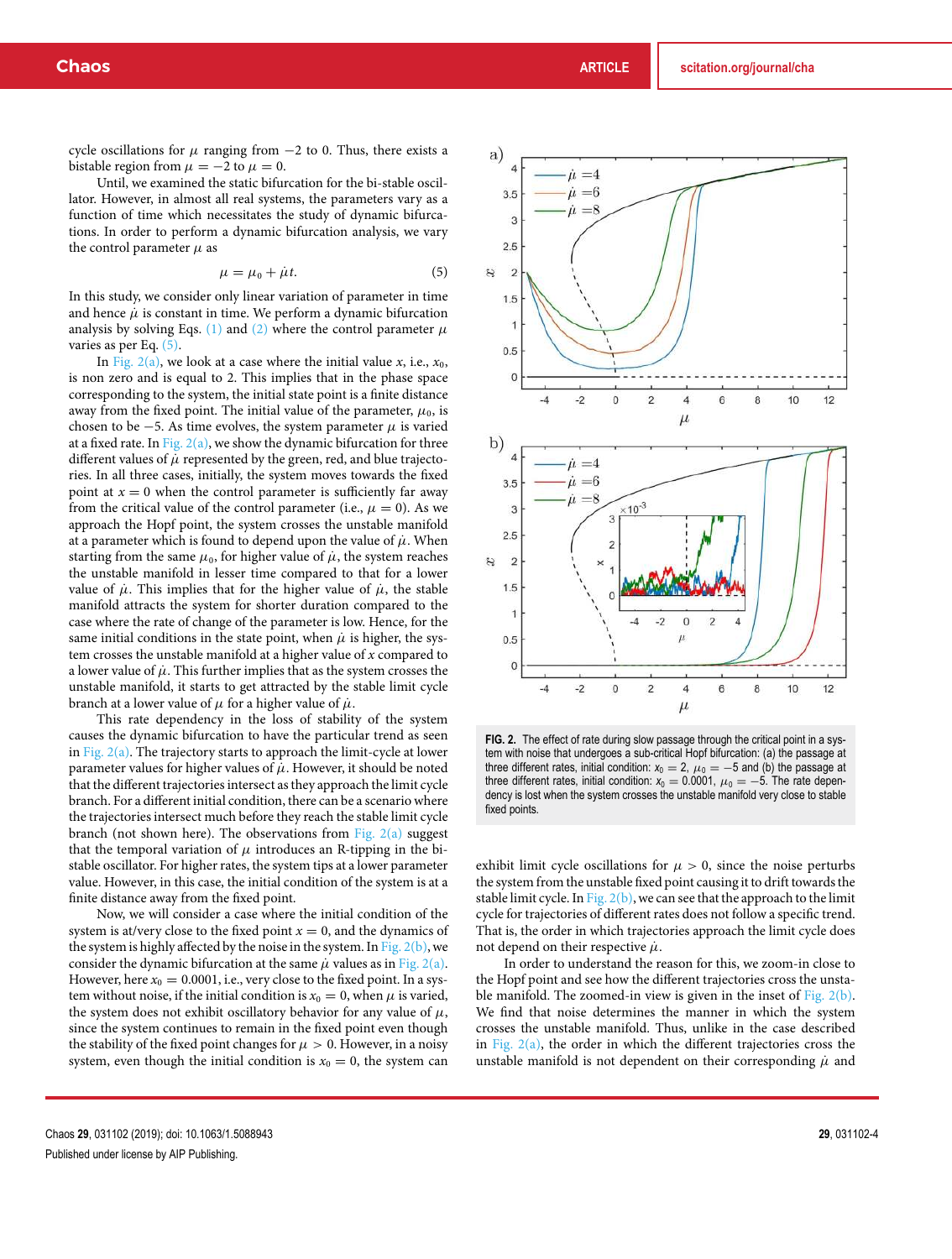cycle oscillations for $\mu$ ranging from $-2$ to 0. Thus, there exists a bistable region from $\mu = -2$ to $\mu = 0$.

Until, we examined the static bifurcation for the bi-stable oscillator. However, in almost all real systems, the parameters vary as a function of time which necessitates the study of dynamic bifurcations. In order to perform a dynamic bifurcation analysis, we vary the control parameter $\mu$ as

$$\mu = \mu_0 + \dot{\mu} t. \tag{5}$$

In this study, we consider only linear variation of parameter in time and hence $\dot{\mu}$ is constant in time. We perform a dynamic bifurcation analysis by solving Eqs. (1) and (2) where the control parameter $\mu$ varies as per Eq. (5).

In Fig. 2(a), we look at a case where the initial value $x$, i.e., $x_0$, is non zero and is equal to 2. This implies that in the phase space corresponding to the system, the initial state point is a finite distance away from the fixed point. The initial value of the parameter, $\mu_0$, is chosen to be $-5$. As time evolves, the system parameter $\mu$ is varied at a fixed rate. In Fig. 2(a), we show the dynamic bifurcation for three different values of $\dot{\mu}$ represented by the green, red, and blue trajectories. In all three cases, initially, the system moves towards the fixed point at $x = 0$ when the control parameter is sufficiently far away from the critical value of the control parameter (i.e., $\mu = 0$). As we approach the Hopf point, the system crosses the unstable manifold at a parameter which is found to depend upon the value of $\dot{\mu}$. When starting from the same $\mu_0$, for higher value of $\dot{\mu}$, the system reaches the unstable manifold in lesser time compared to that for a lower value of $\dot{\mu}$. This implies that for the higher value of $\dot{\mu}$, the stable manifold attracts the system for shorter duration compared to the case where the rate of change of the parameter is low. Hence, for the same initial conditions in the state point, when $\dot{\mu}$ is higher, the system crosses the unstable manifold at a higher value of $x$ compared to a lower value of $\dot{\mu}$. This further implies that as the system crosses the unstable manifold, it starts to get attracted by the stable limit cycle branch at a lower value of $\mu$ for a higher value of $\dot{\mu}$.

This rate dependency in the loss of stability of the system causes the dynamic bifurcation to have the particular trend as seen in Fig. 2(a). The trajectory starts to approach the limit-cycle at lower parameter values for higher values of $\dot{\mu}$. However, it should be noted that the different trajectories intersect as they approach the limit cycle branch. For a different initial condition, there can be a scenario where the trajectories intersect much before they reach the stable limit cycle branch (not shown here). The observations from Fig. 2(a) suggest that the temporal variation of $\mu$ introduces an R-tipping in the bistable oscillator. For higher rates, the system tips at a lower parameter value. However, in this case, the initial condition of the system is at a finite distance away from the fixed point.

Now, we will consider a case where the initial condition of the system is at/very close to the fixed point $x = 0$, and the dynamics of the system is highly affected by the noise in the system. In Fig. 2(b), we consider the dynamic bifurcation at the same $\dot{\mu}$ values as in Fig. 2(a). However, here $x_0 = 0.0001$, i.e., very close to the fixed point. In a system without noise, if the initial condition is $x_0 = 0$, when $\mu$ is varied, the system does not exhibit oscillatory behavior for any value of $\mu$, since the system continues to remain in the fixed point even though the stability of the fixed point changes for $\mu > 0$. However, in a noisy system, even though the initial condition is $x_0 = 0$, the system can exhibit limit cycle oscillations for $\mu > 0$, since the noise perturbs the system from the unstable fixed point causing it to drift towards the stable limit cycle. In Fig. 2(b), we can see that the approach to the limit cycle for trajectories of different rates does not follow a specific trend. That is, the order in which trajectories approach the limit cycle does not depend on their respective $\dot{\mu}$.

In order to understand the reason for this, we zoom-in close to the Hopf point and see how the different trajectories cross the unstable manifold. The zoomed-in view is given in the inset of Fig. 2(b). We find that noise determines the manner in which the system crosses the unstable manifold. Thus, unlike in the case described in Fig. 2(a), the order in which the different trajectories cross the unstable manifold is not dependent on their corresponding $\dot{\mu}$ and

**FIG. 2.** The effect of rate during slow passage through the critical point in a system with noise that undergoes a sub-critical Hopf bifurcation: (a) the passage at three different rates, initial condition: $x_0 = 2$, $\mu_0 = -5$ and (b) the passage at three different rates, initial condition: $x_0 = 0.0001$, $\mu_0 = -5$. The rate dependency is lost when the system crosses the unstable manifold very close to stable fixed points.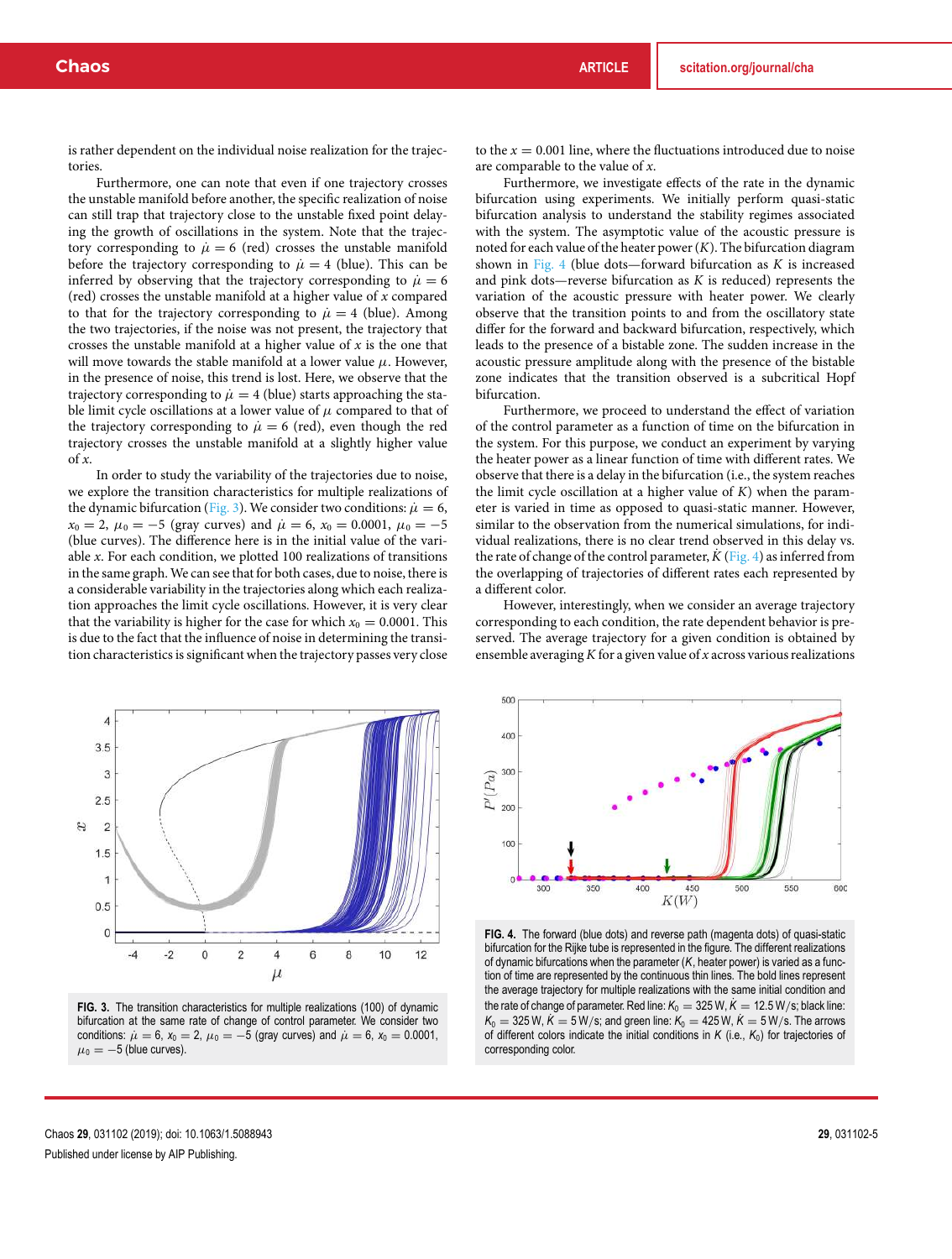is rather dependent on the individual noise realization for the trajectories.

Furthermore, one can note that even if one trajectory crosses the unstable manifold before another, the specific realization of noise can still trap that trajectory close to the unstable fixed point delaying the growth of oscillations in the system. Note that the trajectory corresponding to $\dot{\mu} = 6$ (red) crosses the unstable manifold before the trajectory corresponding to $\dot{\mu} = 4$ (blue). This can be inferred by observing that the trajectory corresponding to $\dot{\mu} = 6$ (red) crosses the unstable manifold at a higher value of $x$ compared to that for the trajectory corresponding to $\dot{\mu} = 4$ (blue). Among the two trajectories, if the noise was not present, the trajectory that crosses the unstable manifold at a higher value of $x$ is the one that will move towards the stable manifold at a lower value $\mu$. However, in the presence of noise, this trend is lost. Here, we observe that the trajectory corresponding to $\dot{\mu} = 4$ (blue) starts approaching the stable limit cycle oscillations at a lower value of $\mu$ compared to that of the trajectory corresponding to $\dot{\mu} = 6$ (red), even though the red trajectory crosses the unstable manifold at a slightly higher value of $x$.

In order to study the variability of the trajectories due to noise, we explore the transition characteristics for multiple realizations of the dynamic bifurcation (Fig. 3). We consider two conditions: $\dot{\mu} = 6$, $x_0 = 2$, $\mu_0 = -5$ (gray curves) and $\dot{\mu} = 6$, $x_0 = 0.0001$, $\mu_0 = -5$ (blue curves). The difference here is in the initial value of the variable $x$. For each condition, we plotted 100 realizations of transitions in the same graph. We can see that for both cases, due to noise, there is a considerable variability in the trajectories along which each realization approaches the limit cycle oscillations. However, it is very clear that the variability is higher for the case for which $x_0 = 0.0001$. This is due to the fact that the influence of noise in determining the transition characteristics is significant when the trajectory passes very close to the $x = 0.001$ line, where the fluctuations introduced due to noise are comparable to the value of $x$.

Furthermore, we investigate effects of the rate in the dynamic bifurcation using experiments. We initially perform quasi-static bifurcation analysis to understand the stability regimes associated with the system. The asymptotic value of the acoustic pressure is noted for each value of the heater power ($K$). The bifurcation diagram shown in Fig. 4 (blue dots—forward bifurcation as $K$ is increased and pink dots—reverse bifurcation as $K$ is reduced) represents the variation of the acoustic pressure with heater power. We clearly observe that the transition points to and from the oscillatory state differ for the forward and backward bifurcation, respectively, which leads to the presence of a bistable zone. The sudden increase in the acoustic pressure amplitude along with the presence of the bistable zone indicates that the transition observed is a subcritical Hopf bifurcation.

Furthermore, we proceed to understand the effect of variation of the control parameter as a function of time on the bifurcation in the system. For this purpose, we conduct an experiment by varying the heater power as a linear function of time with different rates. We observe that there is a delay in the bifurcation (i.e., the system reaches the limit cycle oscillation at a higher value of $K$) when the parameter is varied in time as opposed to quasi-static manner. However, similar to the observation from the numerical simulations, for individual realizations, there is no clear trend observed in this delay vs. the rate of change of the control parameter, $\dot{K}$ (Fig. 4) as inferred from the overlapping of trajectories of different rates each represented by a different color.

However, interestingly, when we consider an average trajectory corresponding to each condition, the rate dependent behavior is preserved. The average trajectory for a given condition is obtained by ensemble averaging $K$ for a given value of $x$ across various realizations

FIG. 3. The transition characteristics for multiple realizations (100) of dynamic bifurcation at the same rate of change of control parameter. We consider two conditions: $\dot{\mu} = 6$, $x_0 = 2$, $\mu_0 = -5$ (gray curves) and $\dot{\mu} = 6$, $x_0 = 0.0001$, $\mu_0 = -5$ (blue curves).

FIG. 4. The forward (blue dots) and reverse path (magenta dots) of quasi-static bifurcation for the Rijke tube is represented in the figure. The different realizations of dynamic bifurcations when the parameter ($K$, heater power) is varied as a function of time are represented by the continuous thin lines. The bold lines represent the average trajectory for multiple realizations with the same initial condition and the rate of change of parameter. Red line: $K_0 = 325$ W, $\dot{K} = 12.5$ W/s; black line: $K_0 = 325$ W, $\dot{K} = 5$ W/s; and green line: $K_0 = 425$ W, $\dot{K} = 5$ W/s. The arrows of different colors indicate the initial conditions in $K$ (i.e., $K_0$) for trajectories of corresponding color.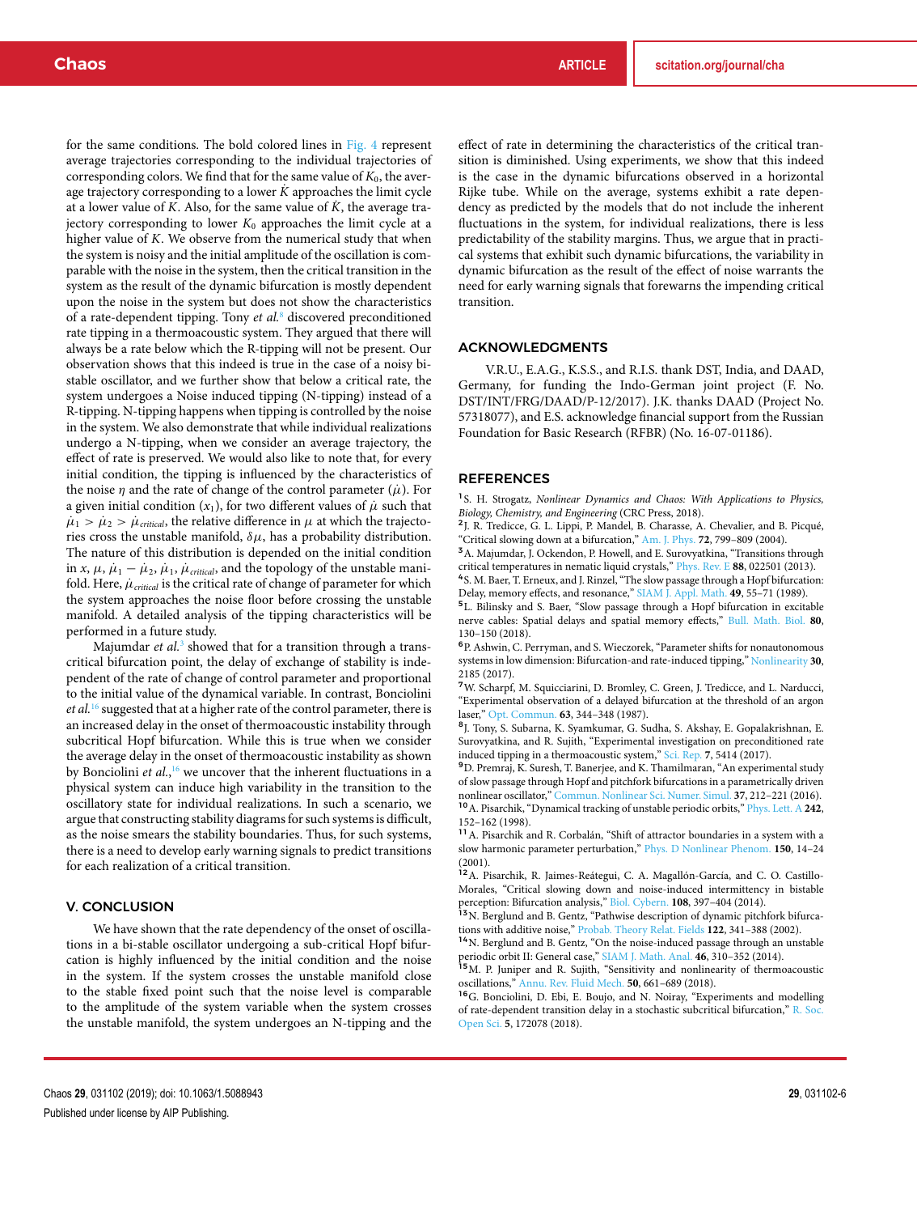for the same conditions. The bold colored lines in Fig. 4 represent average trajectories corresponding to the individual trajectories of corresponding colors. We find that for the same value of $K_0$, the average trajectory corresponding to a lower $\dot{K}$ approaches the limit cycle at a lower value of $K$. Also, for the same value of $\dot{K}$, the average trajectory corresponding to lower $K_0$ approaches the limit cycle at a higher value of $K$. We observe from the numerical study that when the system is noisy and the initial amplitude of the oscillation is comparable with the noise in the system, then the critical transition in the system as the result of the dynamic bifurcation is mostly dependent upon the noise in the system but does not show the characteristics of a rate-dependent tipping. Tony *et al.*[8] discovered preconditioned rate tipping in a thermoacoustic system. They argued that there will always be a rate below which the R-tipping will not be present. Our observation shows that this indeed is true in the case of a noisy bistable oscillator, and we further show that below a critical rate, the system undergoes a Noise induced tipping (N-tipping) instead of a R-tipping. N-tipping happens when tipping is controlled by the noise in the system. We also demonstrate that while individual realizations undergo a N-tipping, when we consider an average trajectory, the effect of rate is preserved. We would also like to note that, for every initial condition, the tipping is influenced by the characteristics of the noise $\eta$ and the rate of change of the control parameter ($\dot{\mu}$). For a given initial condition ($x_1$), for two different values of $\dot{\mu}$ such that $\dot{\mu}_1 > \dot{\mu}_2 > \dot{\mu}_{critical}$, the relative difference in $\mu$ at which the trajectories cross the unstable manifold, $\delta\mu$, has a probability distribution. The nature of this distribution is depended on the initial condition in $x$, $\mu$, $\dot{\mu}_1 - \dot{\mu}_2$, $\dot{\mu}_1$, $\dot{\mu}_{critical}$, and the topology of the unstable manifold. Here, $\dot{\mu}_{critical}$ is the critical rate of change of parameter for which the system approaches the noise floor before crossing the unstable manifold. A detailed analysis of the tipping characteristics will be performed in a future study.

Majumdar *et al.*[3] showed that for a transition through a transcritical bifurcation point, the delay of exchange of stability is independent of the rate of change of control parameter and proportional to the initial value of the dynamical variable. In contrast, Bonciolini *et al.*[16] suggested that at a higher rate of the control parameter, there is an increased delay in the onset of thermoacoustic instability through subcritical Hopf bifurcation. While this is true when we consider the average delay in the onset of thermoacoustic instability as shown by Bonciolini *et al.*,[16] we uncover that the inherent fluctuations in a physical system can induce high variability in the transition to the oscillatory state for individual realizations. In such a scenario, we argue that constructing stability diagrams for such systems is difficult, as the noise smears the stability boundaries. Thus, for such systems, there is a need to develop early warning signals to predict transitions for each realization of a critical transition.

## V. CONCLUSION

We have shown that the rate dependency of the onset of oscillations in a bi-stable oscillator undergoing a sub-critical Hopf bifurcation is highly influenced by the initial condition and the noise in the system. If the system crosses the unstable manifold close to the stable fixed point such that the noise level is comparable to the amplitude of the system variable when the system crosses the unstable manifold, the system undergoes an N-tipping and the effect of rate in determining the characteristics of the critical transition is diminished. Using experiments, we show that this indeed is the case in the dynamic bifurcations observed in a horizontal Rijke tube. While on the average, systems exhibit a rate dependency as predicted by the models that do not include the inherent fluctuations in the system, for individual realizations, there is less predictability of the stability margins. Thus, we argue that in practical systems that exhibit such dynamic bifurcations, the variability in dynamic bifurcation as the result of the effect of noise warrants the need for early warning signals that forewarns the impending critical transition.

## ACKNOWLEDGMENTS

V.R.U., E.A.G., K.S.S., and R.I.S. thank DST, India, and DAAD, Germany, for funding the Indo-German joint project (F. No. DST/INT/FRG/DAAD/P-12/2017). J.K. thanks DAAD (Project No. 57318077), and E.S. acknowledge financial support from the Russian Foundation for Basic Research (RFBR) (No. 16-07-01186).

## REFERENCES

[1] S. H. Strogatz, *Nonlinear Dynamics and Chaos: With Applications to Physics, Biology, Chemistry, and Engineering* (CRC Press, 2018).

[2] J. R. Tredicce, G. L. Lippi, P. Mandel, B. Charasse, A. Chevalier, and B. Picqué, "Critical slowing down at a bifurcation," Am. J. Phys. **72**, 799–809 (2004).

[3] A. Majumdar, J. Ockendon, P. Howell, and E. Surovyatkina, "Transitions through critical temperatures in nematic liquid crystals," Phys. Rev. E **88**, 022501 (2013).

[4] S. M. Baer, T. Erneux, and J. Rinzel, "The slow passage through a Hopf bifurcation: Delay, memory effects, and resonance," SIAM J. Appl. Math. **49**, 55–71 (1989).

[5] L. Bilinsky and S. Baer, "Slow passage through a Hopf bifurcation in excitable nerve cables: Spatial delays and spatial memory effects," Bull. Math. Biol. **80**, 130–150 (2018).

[6] P. Ashwin, C. Perryman, and S. Wieczorek, "Parameter shifts for nonautonomous systems in low dimension: Bifurcation-and rate-induced tipping," Nonlinearity **30**, 2185 (2017).

[7] W. Scharpf, M. Squicciarini, D. Bromley, C. Green, J. Tredicce, and L. Narducci, "Experimental observation of a delayed bifurcation at the threshold of an argon laser," Opt. Commun. **63**, 344–348 (1987).

[8] J. Tony, S. Subarna, K. S. Syamkumar, G. Sudha, S. Akshay, E. Gopalakrishnan, E. Surovyatkina, and R. Sujith, "Experimental investigation on preconditioned rate induced tipping in a thermoacoustic system," Sci. Rep. **7**, 5414 (2017).

[9] D. Premraj, K. Suresh, T. Banerjee, and K. Thamilmaran, "An experimental study of slow passage through Hopf and pitchfork bifurcations in a parametrically driven nonlinear oscillator," Commun. Nonlinear Sci. Numer. Simul. **37**, 212–221 (2016).

[10] A. Pisarchik, "Dynamical tracking of unstable periodic orbits," Phys. Lett. A **242**, 152–162 (1998).

[11] A. Pisarchik and R. Corbalán, "Shift of attractor boundaries in a system with a slow harmonic parameter perturbation," Phys. D Nonlinear Phenom. **150**, 14–24 (2001).

[12] A. Pisarchik, R. Jaimes-Reátegui, C. A. Magallón-García, and C. O. Castillo-Morales, "Critical slowing down and noise-induced intermittency in bistable perception: Bifurcation analysis," Biol. Cybern. **108**, 397–404 (2014).

[13] N. Berglund and B. Gentz, "Pathwise description of dynamic pitchfork bifurcations with additive noise," Probab. Theory Relat. Fields **122**, 341–388 (2002).

[14] N. Berglund and B. Gentz, "On the noise-induced passage through an unstable periodic orbit II: General case," SIAM J. Math. Anal. **46**, 310–352 (2014).

[15] M. P. Juniper and R. Sujith, "Sensitivity and nonlinearity of thermoacoustic oscillations," Annu. Rev. Fluid Mech. **50**, 661–689 (2018).

[16] G. Bonciolini, D. Ebi, E. Boujo, and N. Noiray, "Experiments and modelling of rate-dependent transition delay in a stochastic subcritical bifurcation," R. Soc. Open Sci. **5**, 172078 (2018).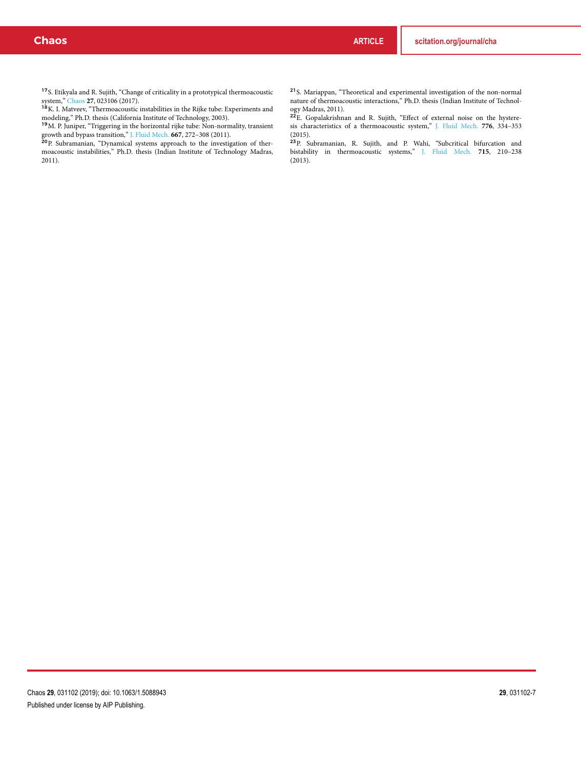[17] S. Etikyala and R. Sujith, "Change of criticality in a prototypical thermoacoustic system," Chaos **27**, 023106 (2017).

[18] K. I. Matveev, "Thermoacoustic instabilities in the Rijke tube: Experiments and modeling," Ph.D. thesis (California Institute of Technology, 2003).

[19] M. P. Juniper, "Triggering in the horizontal rijke tube: Non-normality, transient growth and bypass transition," J. Fluid Mech. **667**, 272–308 (2011).

[20] P. Subramanian, "Dynamical systems approach to the investigation of thermoacoustic instabilities," Ph.D. thesis (Indian Institute of Technology Madras, 2011).

[21] S. Mariappan, "Theoretical and experimental investigation of the non-normal nature of thermoacoustic interactions," Ph.D. thesis (Indian Institute of Technology Madras, 2011).

[22] E. Gopalakrishnan and R. Sujith, "Effect of external noise on the hysteresis characteristics of a thermoacoustic system," J. Fluid Mech. **776**, 334–353 (2015).

[23] P. Subramanian, R. Sujith, and P. Wahi, "Subcritical bifurcation and bistability in thermoacoustic systems," J. Fluid Mech. **715**, 210–238 (2013).